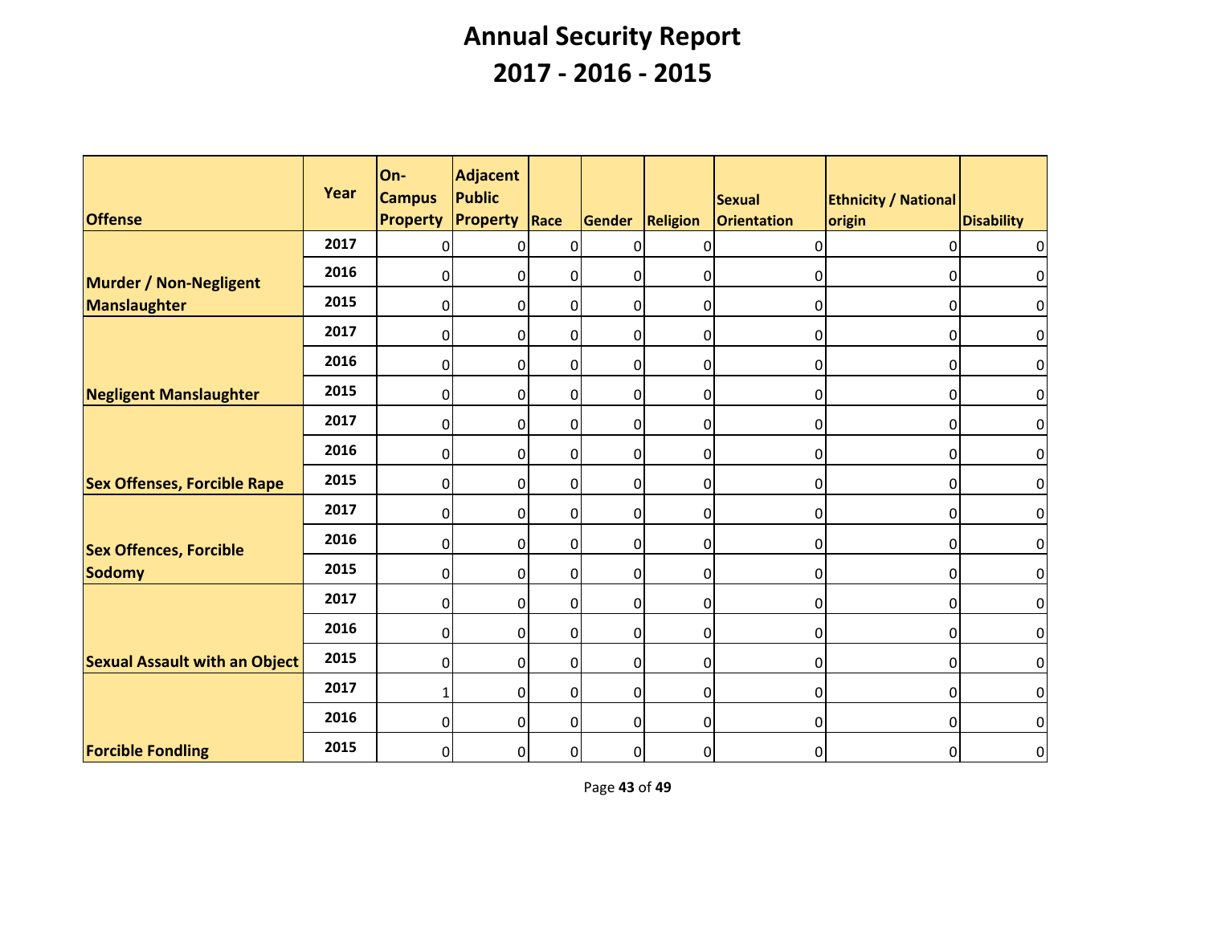# Annual Security Report
## 2017 - 2016 - 2015

| Offense | Year | On-Campus Property | Adjacent Public Property | Race | Gender | Religion | Sexual Orientation | Ethnicity / National origin | Disability |
|---|---|---|---|---|---|---|---|---|---|
| Murder / Non-Negligent Manslaughter | 2017 | 0 | 0 | 0 | 0 | 0 | 0 | 0 | 0 |
| | 2016 | 0 | 0 | 0 | 0 | 0 | 0 | 0 | 0 |
| | 2015 | 0 | 0 | 0 | 0 | 0 | 0 | 0 | 0 |
| Negligent Manslaughter | 2017 | 0 | 0 | 0 | 0 | 0 | 0 | 0 | 0 |
| | 2016 | 0 | 0 | 0 | 0 | 0 | 0 | 0 | 0 |
| | 2015 | 0 | 0 | 0 | 0 | 0 | 0 | 0 | 0 |
| Sex Offenses, Forcible Rape | 2017 | 0 | 0 | 0 | 0 | 0 | 0 | 0 | 0 |
| | 2016 | 0 | 0 | 0 | 0 | 0 | 0 | 0 | 0 |
| | 2015 | 0 | 0 | 0 | 0 | 0 | 0 | 0 | 0 |
| Sex Offences, Forcible Sodomy | 2017 | 0 | 0 | 0 | 0 | 0 | 0 | 0 | 0 |
| | 2016 | 0 | 0 | 0 | 0 | 0 | 0 | 0 | 0 |
| | 2015 | 0 | 0 | 0 | 0 | 0 | 0 | 0 | 0 |
| Sexual Assault with an Object | 2017 | 0 | 0 | 0 | 0 | 0 | 0 | 0 | 0 |
| | 2016 | 0 | 0 | 0 | 0 | 0 | 0 | 0 | 0 |
| | 2015 | 0 | 0 | 0 | 0 | 0 | 0 | 0 | 0 |
| Forcible Fondling | 2017 | 1 | 0 | 0 | 0 | 0 | 0 | 0 | 0 |
| | 2016 | 0 | 0 | 0 | 0 | 0 | 0 | 0 | 0 |
| | 2015 | 0 | 0 | 0 | 0 | 0 | 0 | 0 | 0 |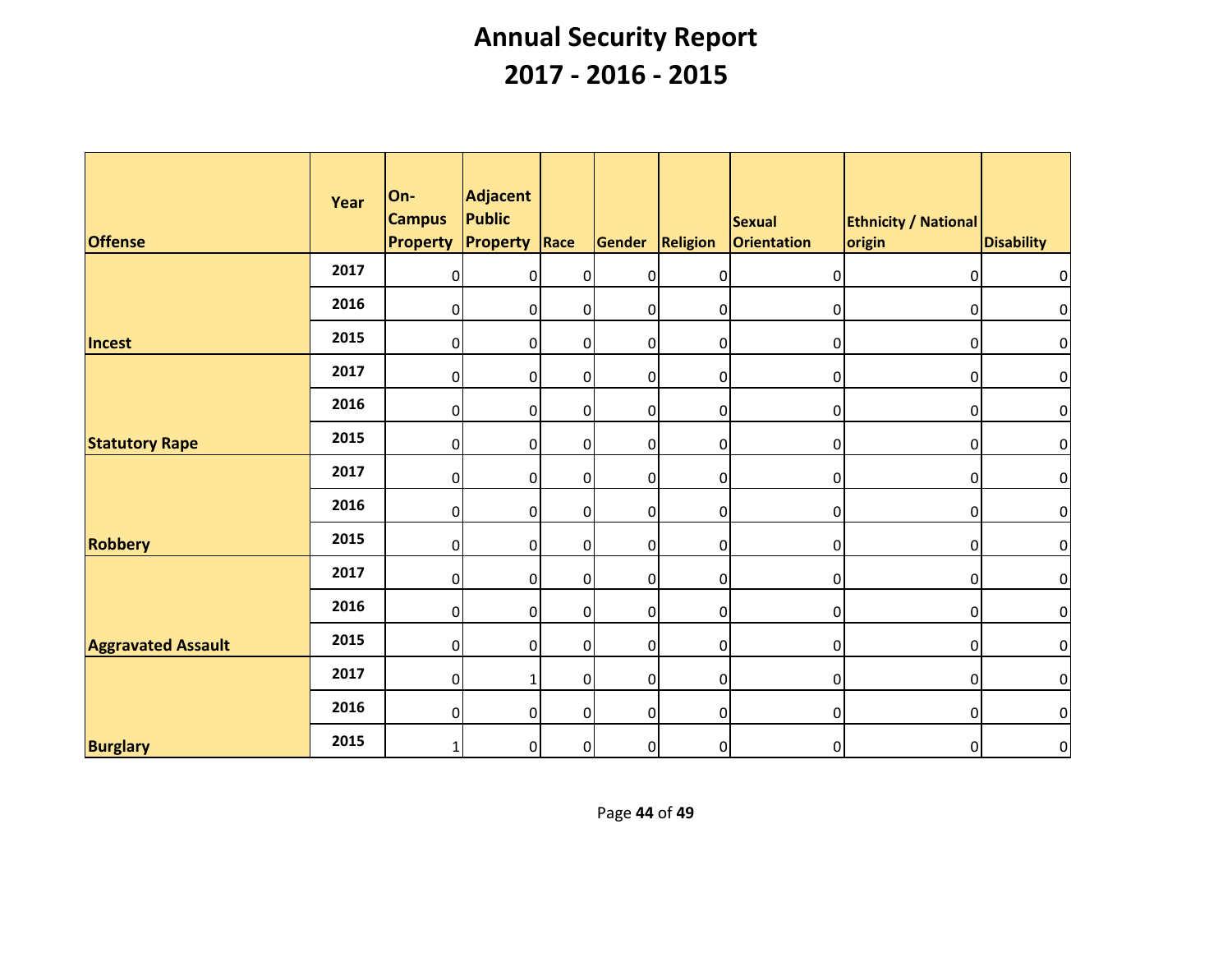# Annual Security Report

## 2017 - 2016 - 2015

| Offense | Year | On-Campus Property | Adjacent Public Property | Race | Gender | Religion | Sexual Orientation | Ethnicity / National origin | Disability |
|---|---|---|---|---|---|---|---|---|---|
| Incest | 2017 | 0 | 0 | 0 | 0 | 0 | 0 | 0 | 0 |
| | 2016 | 0 | 0 | 0 | 0 | 0 | 0 | 0 | 0 |
| | 2015 | 0 | 0 | 0 | 0 | 0 | 0 | 0 | 0 |
| Statutory Rape | 2017 | 0 | 0 | 0 | 0 | 0 | 0 | 0 | 0 |
| | 2016 | 0 | 0 | 0 | 0 | 0 | 0 | 0 | 0 |
| | 2015 | 0 | 0 | 0 | 0 | 0 | 0 | 0 | 0 |
| Robbery | 2017 | 0 | 0 | 0 | 0 | 0 | 0 | 0 | 0 |
| | 2016 | 0 | 0 | 0 | 0 | 0 | 0 | 0 | 0 |
| | 2015 | 0 | 0 | 0 | 0 | 0 | 0 | 0 | 0 |
| Aggravated Assault | 2017 | 0 | 0 | 0 | 0 | 0 | 0 | 0 | 0 |
| | 2016 | 0 | 0 | 0 | 0 | 0 | 0 | 0 | 0 |
| | 2015 | 0 | 0 | 0 | 0 | 0 | 0 | 0 | 0 |
| Burglary | 2017 | 0 | 1 | 0 | 0 | 0 | 0 | 0 | 0 |
| | 2016 | 0 | 0 | 0 | 0 | 0 | 0 | 0 | 0 |
| | 2015 | 1 | 0 | 0 | 0 | 0 | 0 | 0 | 0 |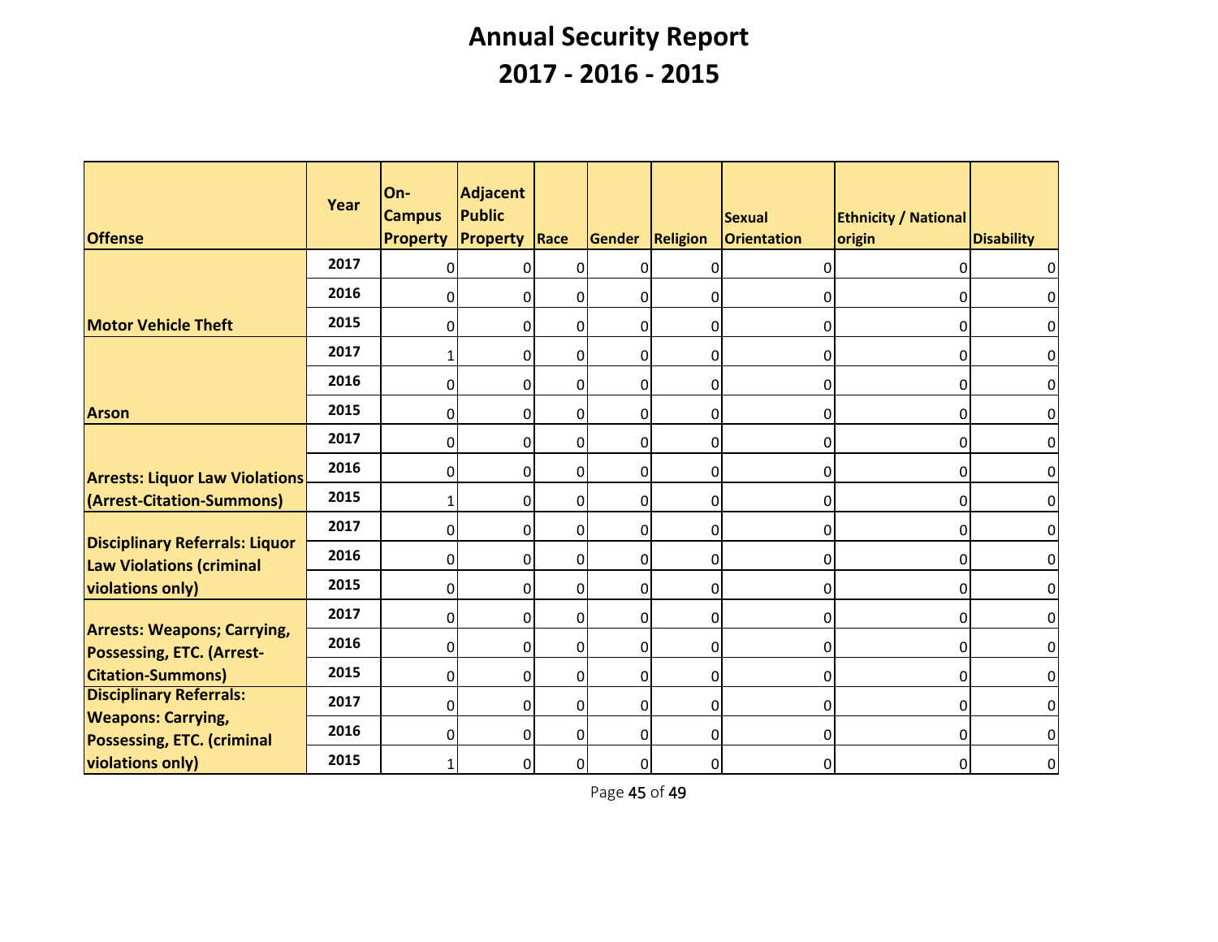# Annual Security Report
## 2017 - 2016 - 2015

| Offense | Year | On-Campus Property | Adjacent Public Property | Race | Gender | Religion | Sexual Orientation | Ethnicity / National origin | Disability |
|---|---|---|---|---|---|---|---|---|---|
| Motor Vehicle Theft | 2017 | 0 | 0 | 0 | 0 | 0 | 0 | 0 | 0 |
| | 2016 | 0 | 0 | 0 | 0 | 0 | 0 | 0 | 0 |
| | 2015 | 0 | 0 | 0 | 0 | 0 | 0 | 0 | 0 |
| Arson | 2017 | 1 | 0 | 0 | 0 | 0 | 0 | 0 | 0 |
| | 2016 | 0 | 0 | 0 | 0 | 0 | 0 | 0 | 0 |
| | 2015 | 0 | 0 | 0 | 0 | 0 | 0 | 0 | 0 |
| Arrests: Liquor Law Violations (Arrest-Citation-Summons) | 2017 | 0 | 0 | 0 | 0 | 0 | 0 | 0 | 0 |
| | 2016 | 0 | 0 | 0 | 0 | 0 | 0 | 0 | 0 |
| | 2015 | 1 | 0 | 0 | 0 | 0 | 0 | 0 | 0 |
| Disciplinary Referrals: Liquor Law Violations (criminal violations only) | 2017 | 0 | 0 | 0 | 0 | 0 | 0 | 0 | 0 |
| | 2016 | 0 | 0 | 0 | 0 | 0 | 0 | 0 | 0 |
| | 2015 | 0 | 0 | 0 | 0 | 0 | 0 | 0 | 0 |
| Arrests: Weapons; Carrying, Possessing, ETC. (Arrest-Citation-Summons) | 2017 | 0 | 0 | 0 | 0 | 0 | 0 | 0 | 0 |
| | 2016 | 0 | 0 | 0 | 0 | 0 | 0 | 0 | 0 |
| | 2015 | 0 | 0 | 0 | 0 | 0 | 0 | 0 | 0 |
| Disciplinary Referrals: Weapons: Carrying, Possessing, ETC. (criminal violations only) | 2017 | 0 | 0 | 0 | 0 | 0 | 0 | 0 | 0 |
| | 2016 | 0 | 0 | 0 | 0 | 0 | 0 | 0 | 0 |
| | 2015 | 1 | 0 | 0 | 0 | 0 | 0 | 0 | 0 |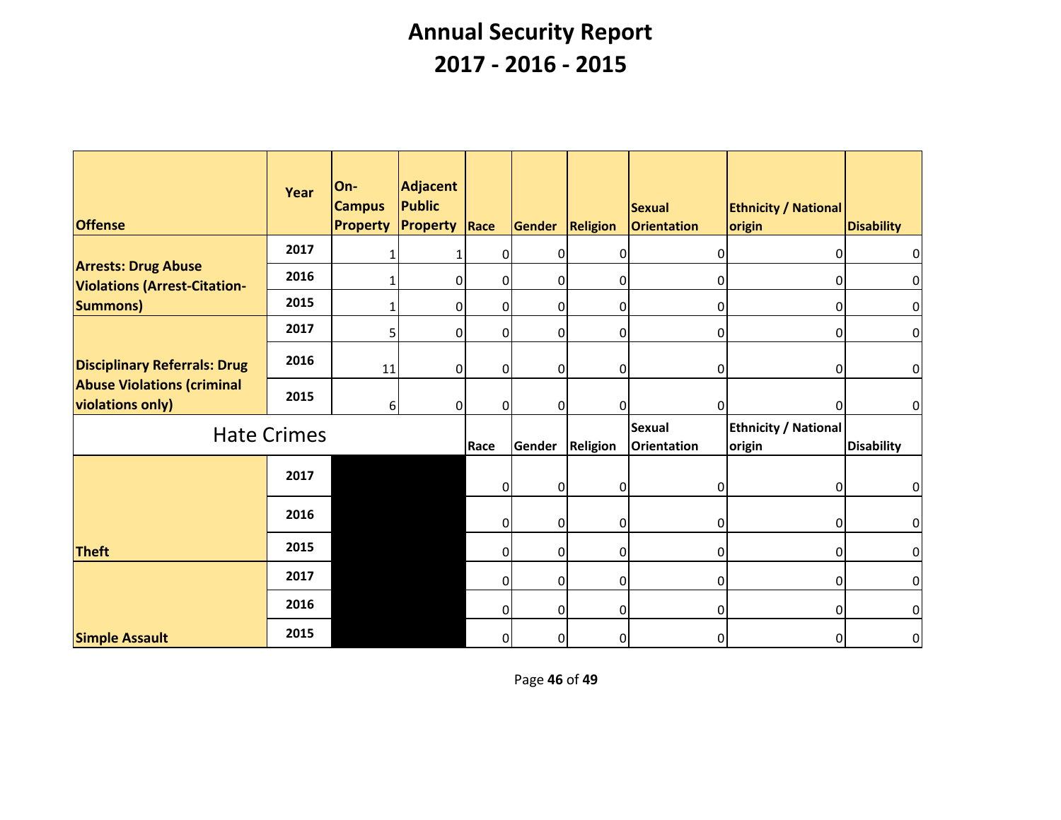# Annual Security Report
# 2017 - 2016 - 2015

| Offense | Year | On-Campus Property | Adjacent Public Property | Race | Gender | Religion | Sexual Orientation | Ethnicity / National origin | Disability |
|---|---|---|---|---|---|---|---|---|---|
| **Arrests: Drug Abuse Violations (Arrest-Citation-Summons)** | 2017 | 1 | 1 | 0 | 0 | 0 | 0 | 0 | 0 |
| | 2016 | 1 | 0 | 0 | 0 | 0 | 0 | 0 | 0 |
| | 2015 | 1 | 0 | 0 | 0 | 0 | 0 | 0 | 0 |
| **Disciplinary Referrals: Drug Abuse Violations (criminal violations only)** | 2017 | 5 | 0 | 0 | 0 | 0 | 0 | 0 | 0 |
| | 2016 | 11 | 0 | 0 | 0 | 0 | 0 | 0 | 0 |
| | 2015 | 6 | 0 | 0 | 0 | 0 | 0 | 0 | 0 |
| **Hate Crimes** | | | | **Race** | **Gender** | **Religion** | **Sexual Orientation** | **Ethnicity / National origin** | **Disability** |
| **Theft** | 2017 | | | 0 | 0 | 0 | 0 | 0 | 0 |
| | 2016 | | | 0 | 0 | 0 | 0 | 0 | 0 |
| | 2015 | | | 0 | 0 | 0 | 0 | 0 | 0 |
| **Simple Assault** | 2017 | | | 0 | 0 | 0 | 0 | 0 | 0 |
| | 2016 | | | 0 | 0 | 0 | 0 | 0 | 0 |
| | 2015 | | | 0 | 0 | 0 | 0 | 0 | 0 |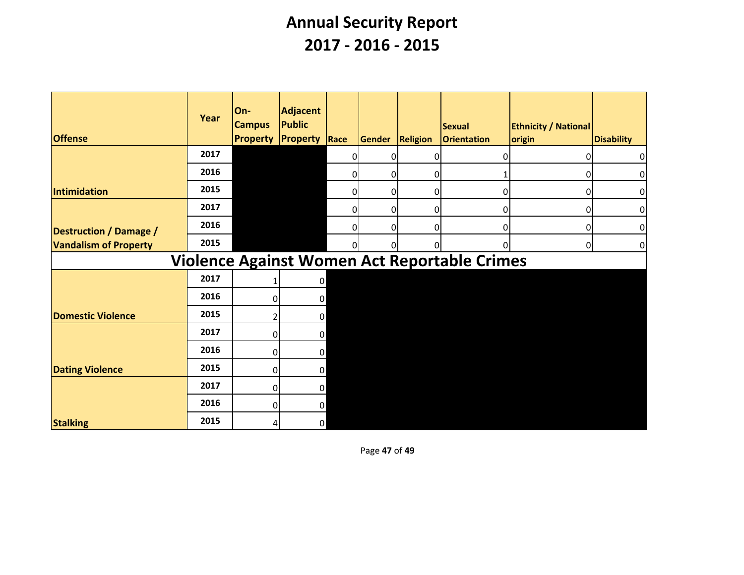# Annual Security Report
# 2017 - 2016 - 2015

| Offense | Year | On-Campus Property | Adjacent Public Property | Race | Gender | Religion | Sexual Orientation | Ethnicity / National origin | Disability |
|---|---|---|---|---|---|---|---|---|---|
| | 2017 | | | 0 | 0 | 0 | 0 | 0 | 0 |
| | 2016 | | | 0 | 0 | 0 | 1 | 0 | 0 |
| Intimidation | 2015 | | | 0 | 0 | 0 | 0 | 0 | 0 |
| | 2017 | | | 0 | 0 | 0 | 0 | 0 | 0 |
| Destruction / Damage / | 2016 | | | 0 | 0 | 0 | 0 | 0 | 0 |
| Vandalism of Property | 2015 | | | 0 | 0 | 0 | 0 | 0 | 0 |
| **Violence Against Women Act Reportable Crimes** | | | | | | | | | |
| | 2017 | 1 | 0 | | | | | | |
| | 2016 | 0 | 0 | | | | | | |
| Domestic Violence | 2015 | 2 | 0 | | | | | | |
| | 2017 | 0 | 0 | | | | | | |
| | 2016 | 0 | 0 | | | | | | |
| Dating Violence | 2015 | 0 | 0 | | | | | | |
| | 2017 | 0 | 0 | | | | | | |
| | 2016 | 0 | 0 | | | | | | |
| Stalking | 2015 | 4 | 0 | | | | | | |